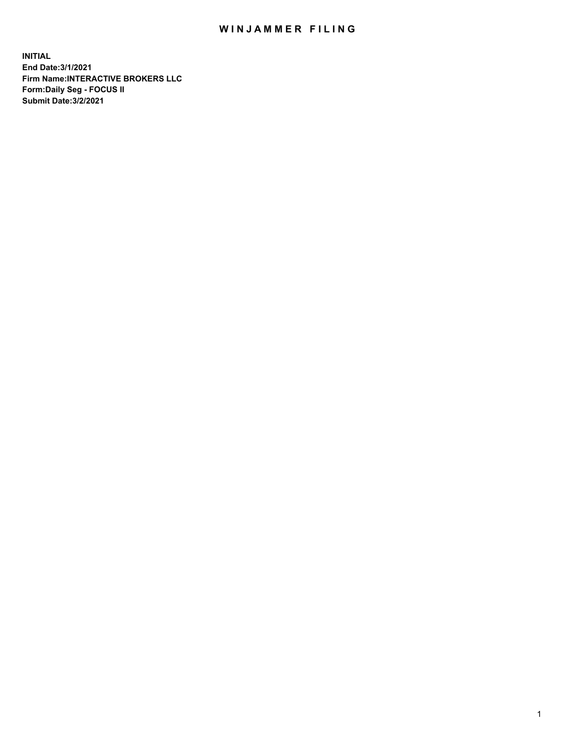# WINJAMMER FILING

**INITIAL**
**End Date:3/1/2021**
**Firm Name:INTERACTIVE BROKERS LLC**
**Form:Daily Seg - FOCUS II**
**Submit Date:3/2/2021**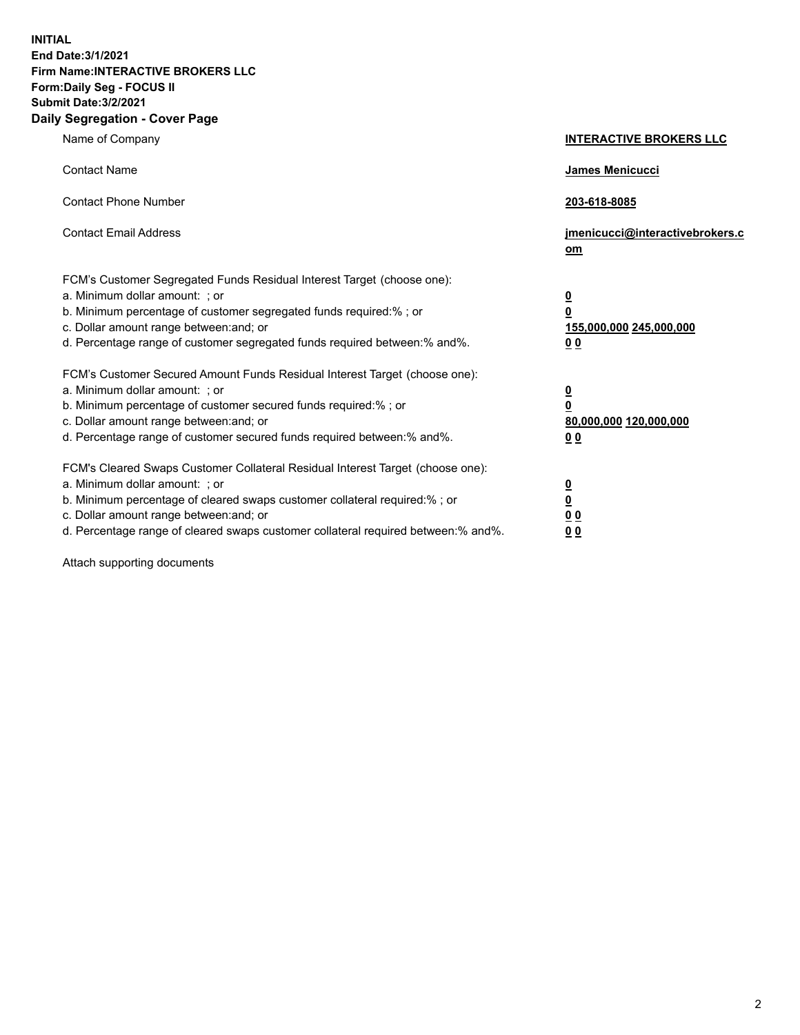**INITIAL**
**End Date:3/1/2021**
**Firm Name:INTERACTIVE BROKERS LLC**
**Form:Daily Seg - FOCUS II**
**Submit Date:3/2/2021**

## Daily Segregation - Cover Page

| | |
|---|---|
| Name of Company | **INTERACTIVE BROKERS LLC** |
| Contact Name | **James Menicucci** |
| Contact Phone Number | **203-618-8085** |
| Contact Email Address | **jmenicucci@interactivebrokers.com** |

FCM's Customer Segregated Funds Residual Interest Target (choose one):

| | |
|---|---|
| a. Minimum dollar amount: ; or | **0** |
| b. Minimum percentage of customer segregated funds required:% ; or | **0** |
| c. Dollar amount range between:and; or | **155,000,000 245,000,000** |
| d. Percentage range of customer segregated funds required between:% and%. | **0 0** |

FCM's Customer Secured Amount Funds Residual Interest Target (choose one):

| | |
|---|---|
| a. Minimum dollar amount: ; or | **0** |
| b. Minimum percentage of customer secured funds required:% ; or | **0** |
| c. Dollar amount range between:and; or | **80,000,000 120,000,000** |
| d. Percentage range of customer secured funds required between:% and%. | **0 0** |

FCM's Cleared Swaps Customer Collateral Residual Interest Target (choose one):

| | |
|---|---|
| a. Minimum dollar amount: ; or | **0** |
| b. Minimum percentage of cleared swaps customer collateral required:% ; or | **0** |
| c. Dollar amount range between:and; or | **0 0** |
| d. Percentage range of cleared swaps customer collateral required between:% and%. | **0 0** |

Attach supporting documents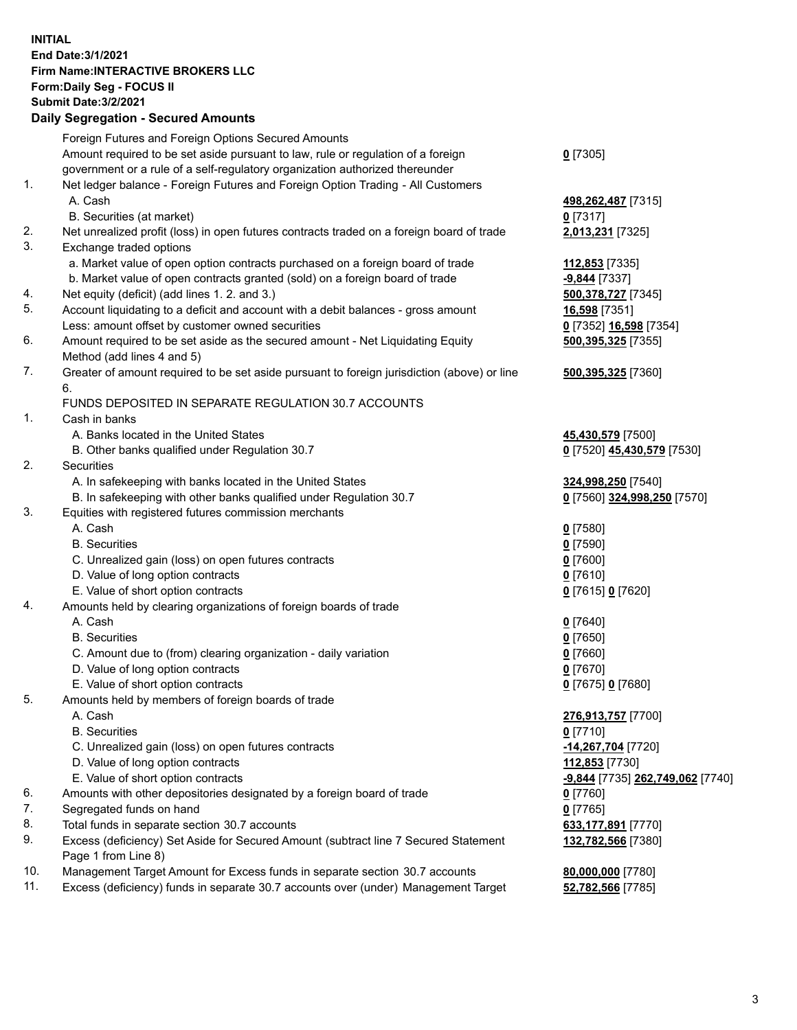**INITIAL**
**End Date:3/1/2021**
**Firm Name:INTERACTIVE BROKERS LLC**
**Form:Daily Seg - FOCUS II**
**Submit Date:3/2/2021**

**Daily Segregation - Secured Amounts**

| | | |
|---|---|---|
| | Foreign Futures and Foreign Options Secured Amounts | |
| | Amount required to be set aside pursuant to law, rule or regulation of a foreign government or a rule of a self-regulatory organization authorized thereunder | **0** [7305] |
| 1. | Net ledger balance - Foreign Futures and Foreign Option Trading - All Customers | |
| | A. Cash | **498,262,487** [7315] |
| | B. Securities (at market) | **0** [7317] |
| 2. | Net unrealized profit (loss) in open futures contracts traded on a foreign board of trade | **2,013,231** [7325] |
| 3. | Exchange traded options | |
| | a. Market value of open option contracts purchased on a foreign board of trade | **112,853** [7335] |
| | b. Market value of open contracts granted (sold) on a foreign board of trade | **-9,844** [7337] |
| 4. | Net equity (deficit) (add lines 1. 2. and 3.) | **500,378,727** [7345] |
| 5. | Account liquidating to a deficit and account with a debit balances - gross amount | **16,598** [7351] |
| | Less: amount offset by customer owned securities | **0** [7352] **16,598** [7354] |
| 6. | Amount required to be set aside as the secured amount - Net Liquidating Equity Method (add lines 4 and 5) | **500,395,325** [7355] |
| 7. | Greater of amount required to be set aside pursuant to foreign jurisdiction (above) or line 6. | **500,395,325** [7360] |
| | FUNDS DEPOSITED IN SEPARATE REGULATION 30.7 ACCOUNTS | |
| 1. | Cash in banks | |
| | A. Banks located in the United States | **45,430,579** [7500] |
| | B. Other banks qualified under Regulation 30.7 | **0** [7520] **45,430,579** [7530] |
| 2. | Securities | |
| | A. In safekeeping with banks located in the United States | **324,998,250** [7540] |
| | B. In safekeeping with other banks qualified under Regulation 30.7 | **0** [7560] **324,998,250** [7570] |
| 3. | Equities with registered futures commission merchants | |
| | A. Cash | **0** [7580] |
| | B. Securities | **0** [7590] |
| | C. Unrealized gain (loss) on open futures contracts | **0** [7600] |
| | D. Value of long option contracts | **0** [7610] |
| | E. Value of short option contracts | **0** [7615] **0** [7620] |
| 4. | Amounts held by clearing organizations of foreign boards of trade | |
| | A. Cash | **0** [7640] |
| | B. Securities | **0** [7650] |
| | C. Amount due to (from) clearing organization - daily variation | **0** [7660] |
| | D. Value of long option contracts | **0** [7670] |
| | E. Value of short option contracts | **0** [7675] **0** [7680] |
| 5. | Amounts held by members of foreign boards of trade | |
| | A. Cash | **276,913,757** [7700] |
| | B. Securities | **0** [7710] |
| | C. Unrealized gain (loss) on open futures contracts | **-14,267,704** [7720] |
| | D. Value of long option contracts | **112,853** [7730] |
| | E. Value of short option contracts | **-9,844** [7735] **262,749,062** [7740] |
| 6. | Amounts with other depositories designated by a foreign board of trade | **0** [7760] |
| 7. | Segregated funds on hand | **0** [7765] |
| 8. | Total funds in separate section 30.7 accounts | **633,177,891** [7770] |
| 9. | Excess (deficiency) Set Aside for Secured Amount (subtract line 7 Secured Statement Page 1 from Line 8) | **132,782,566** [7380] |
| 10. | Management Target Amount for Excess funds in separate section 30.7 accounts | **80,000,000** [7780] |
| 11. | Excess (deficiency) funds in separate 30.7 accounts over (under) Management Target | **52,782,566** [7785] |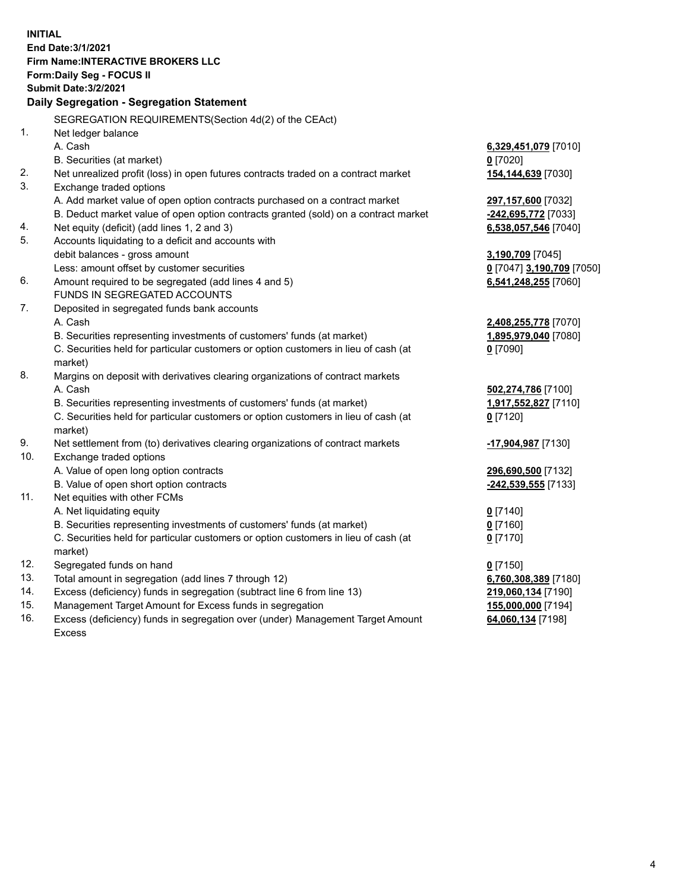**INITIAL**
**End Date:3/1/2021**
**Firm Name:INTERACTIVE BROKERS LLC**
**Form:Daily Seg - FOCUS II**
**Submit Date:3/2/2021**

**Daily Segregation - Segregation Statement**

| | | |
|---|---|---|
| | SEGREGATION REQUIREMENTS(Section 4d(2) of the CEAct) | |
| 1. | Net ledger balance | |
| | A. Cash | **6,329,451,079** [7010] |
| | B. Securities (at market) | **0** [7020] |
| 2. | Net unrealized profit (loss) in open futures contracts traded on a contract market | **154,144,639** [7030] |
| 3. | Exchange traded options | |
| | A. Add market value of open option contracts purchased on a contract market | **297,157,600** [7032] |
| | B. Deduct market value of open option contracts granted (sold) on a contract market | **-242,695,772** [7033] |
| 4. | Net equity (deficit) (add lines 1, 2 and 3) | **6,538,057,546** [7040] |
| 5. | Accounts liquidating to a deficit and accounts with debit balances - gross amount | **3,190,709** [7045] |
| | Less: amount offset by customer securities | **0** [7047] **3,190,709** [7050] |
| 6. | Amount required to be segregated (add lines 4 and 5) | **6,541,248,255** [7060] |
| | FUNDS IN SEGREGATED ACCOUNTS | |
| 7. | Deposited in segregated funds bank accounts | |
| | A. Cash | **2,408,255,778** [7070] |
| | B. Securities representing investments of customers' funds (at market) | **1,895,979,040** [7080] |
| | C. Securities held for particular customers or option customers in lieu of cash (at market) | **0** [7090] |
| 8. | Margins on deposit with derivatives clearing organizations of contract markets | |
| | A. Cash | **502,274,786** [7100] |
| | B. Securities representing investments of customers' funds (at market) | **1,917,552,827** [7110] |
| | C. Securities held for particular customers or option customers in lieu of cash (at market) | **0** [7120] |
| 9. | Net settlement from (to) derivatives clearing organizations of contract markets | **-17,904,987** [7130] |
| 10. | Exchange traded options | |
| | A. Value of open long option contracts | **296,690,500** [7132] |
| | B. Value of open short option contracts | **-242,539,555** [7133] |
| 11. | Net equities with other FCMs | |
| | A. Net liquidating equity | **0** [7140] |
| | B. Securities representing investments of customers' funds (at market) | **0** [7160] |
| | C. Securities held for particular customers or option customers in lieu of cash (at market) | **0** [7170] |
| 12. | Segregated funds on hand | **0** [7150] |
| 13. | Total amount in segregation (add lines 7 through 12) | **6,760,308,389** [7180] |
| 14. | Excess (deficiency) funds in segregation (subtract line 6 from line 13) | **219,060,134** [7190] |
| 15. | Management Target Amount for Excess funds in segregation | **155,000,000** [7194] |
| 16. | Excess (deficiency) funds in segregation over (under) Management Target Amount Excess | **64,060,134** [7198] |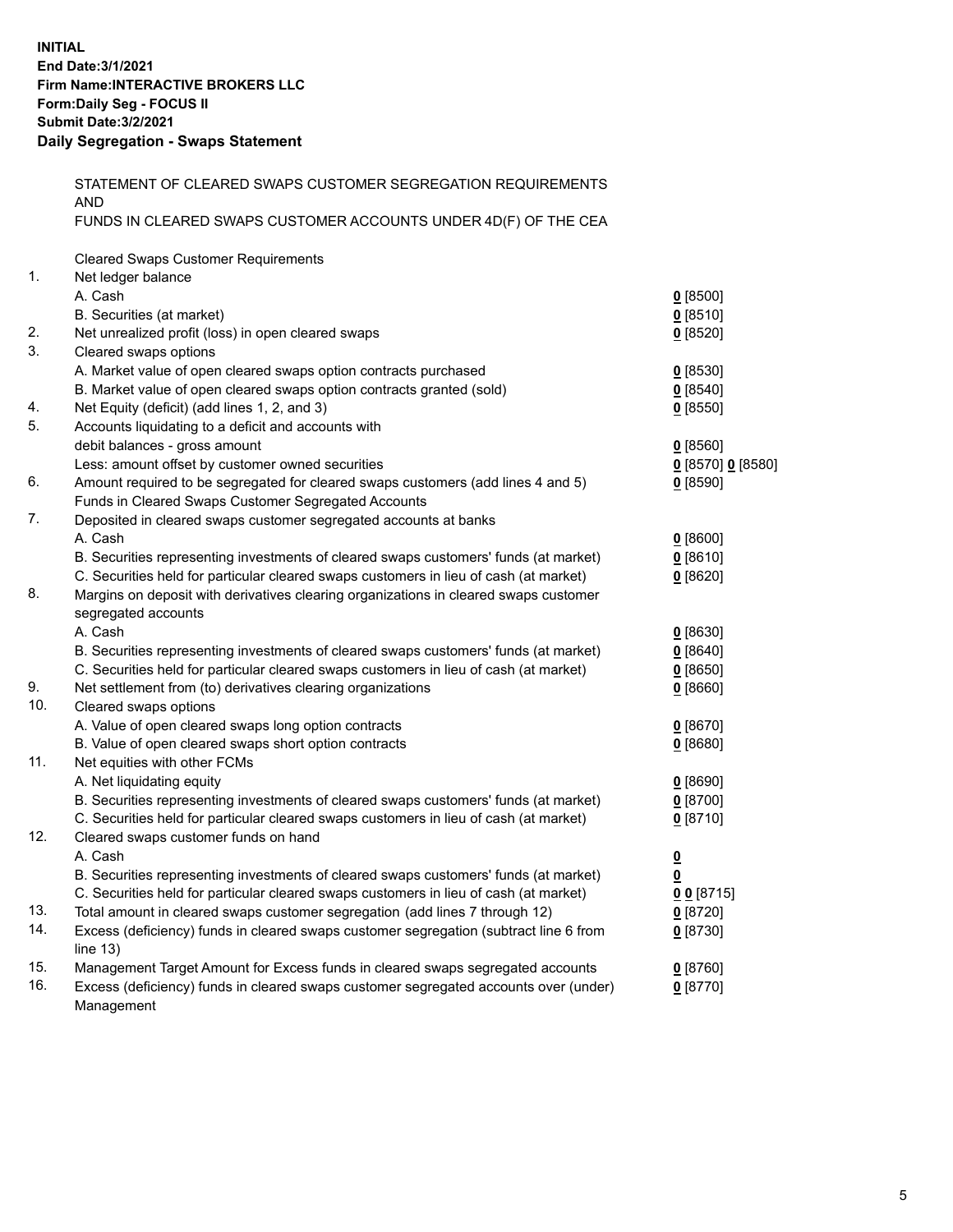**INITIAL**
**End Date:3/1/2021**
**Firm Name:INTERACTIVE BROKERS LLC**
**Form:Daily Seg - FOCUS II**
**Submit Date:3/2/2021**
**Daily Segregation - Swaps Statement**

STATEMENT OF CLEARED SWAPS CUSTOMER SEGREGATION REQUIREMENTS AND
FUNDS IN CLEARED SWAPS CUSTOMER ACCOUNTS UNDER 4D(F) OF THE CEA

| | | |
|---|---|---|
| | Cleared Swaps Customer Requirements | |
| 1. | Net ledger balance | |
| | A. Cash | 0 [8500] |
| | B. Securities (at market) | 0 [8510] |
| 2. | Net unrealized profit (loss) in open cleared swaps | 0 [8520] |
| 3. | Cleared swaps options | |
| | A. Market value of open cleared swaps option contracts purchased | 0 [8530] |
| | B. Market value of open cleared swaps option contracts granted (sold) | 0 [8540] |
| 4. | Net Equity (deficit) (add lines 1, 2, and 3) | 0 [8550] |
| 5. | Accounts liquidating to a deficit and accounts with | |
| | debit balances - gross amount | 0 [8560] |
| | Less: amount offset by customer owned securities | 0 [8570] 0 [8580] |
| 6. | Amount required to be segregated for cleared swaps customers (add lines 4 and 5) | 0 [8590] |
| | Funds in Cleared Swaps Customer Segregated Accounts | |
| 7. | Deposited in cleared swaps customer segregated accounts at banks | |
| | A. Cash | 0 [8600] |
| | B. Securities representing investments of cleared swaps customers' funds (at market) | 0 [8610] |
| | C. Securities held for particular cleared swaps customers in lieu of cash (at market) | 0 [8620] |
| 8. | Margins on deposit with derivatives clearing organizations in cleared swaps customer segregated accounts | |
| | A. Cash | 0 [8630] |
| | B. Securities representing investments of cleared swaps customers' funds (at market) | 0 [8640] |
| | C. Securities held for particular cleared swaps customers in lieu of cash (at market) | 0 [8650] |
| 9. | Net settlement from (to) derivatives clearing organizations | 0 [8660] |
| 10. | Cleared swaps options | |
| | A. Value of open cleared swaps long option contracts | 0 [8670] |
| | B. Value of open cleared swaps short option contracts | 0 [8680] |
| 11. | Net equities with other FCMs | |
| | A. Net liquidating equity | 0 [8690] |
| | B. Securities representing investments of cleared swaps customers' funds (at market) | 0 [8700] |
| | C. Securities held for particular cleared swaps customers in lieu of cash (at market) | 0 [8710] |
| 12. | Cleared swaps customer funds on hand | |
| | A. Cash | 0 |
| | B. Securities representing investments of cleared swaps customers' funds (at market) | 0 |
| | C. Securities held for particular cleared swaps customers in lieu of cash (at market) | 0 0 [8715] |
| 13. | Total amount in cleared swaps customer segregation (add lines 7 through 12) | 0 [8720] |
| 14. | Excess (deficiency) funds in cleared swaps customer segregation (subtract line 6 from line 13) | 0 [8730] |
| 15. | Management Target Amount for Excess funds in cleared swaps segregated accounts | 0 [8760] |
| 16. | Excess (deficiency) funds in cleared swaps customer segregated accounts over (under) Management | 0 [8770] |